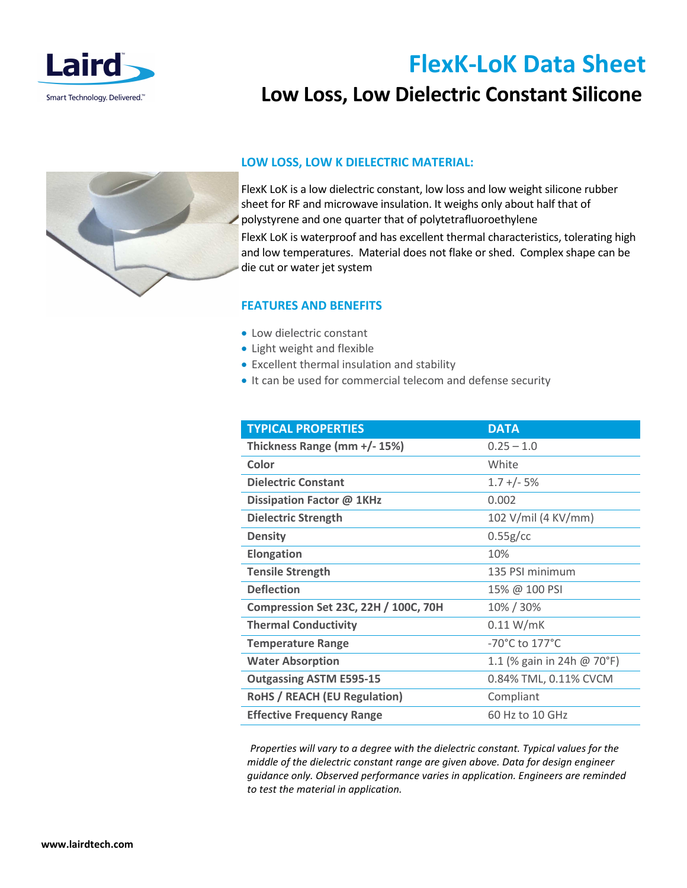# FlexK-LoK Data Sheet

## Low Loss, Low Dielectric Constant Silicone

### LOW LOSS, LOW K DIELECTRIC MATERIAL:

FlexK LoK is a low dielectric constant, low loss and low weight silicone rubber sheet for RF and microwave insulation. It weighs only about half that of polystyrene and one quarter that of polytetrafluoroethylene

FlexK LoK is waterproof and has excellent thermal characteristics, tolerating high and low temperatures. Material does not flake or shed. Complex shape can be die cut or water jet system

### FEATURES AND BENEFITS

- Low dielectric constant
- Light weight and flexible
- Excellent thermal insulation and stability
- It can be used for commercial telecom and defense security

| TYPICAL PROPERTIES | DATA |
|---|---|
| Thickness Range (mm +/- 15%) | 0.25 – 1.0 |
| Color | White |
| Dielectric Constant | 1.7 +/- 5% |
| Dissipation Factor @ 1KHz | 0.002 |
| Dielectric Strength | 102 V/mil (4 KV/mm) |
| Density | 0.55g/cc |
| Elongation | 10% |
| Tensile Strength | 135 PSI minimum |
| Deflection | 15% @ 100 PSI |
| Compression Set 23C, 22H / 100C, 70H | 10% / 30% |
| Thermal Conductivity | 0.11 W/mK |
| Temperature Range | -70°C to 177°C |
| Water Absorption | 1.1 (% gain in 24h @ 70°F) |
| Outgassing ASTM E595-15 | 0.84% TML, 0.11% CVCM |
| RoHS / REACH (EU Regulation) | Compliant |
| Effective Frequency Range | 60 Hz to 10 GHz |

*Properties will vary to a degree with the dielectric constant. Typical values for the middle of the dielectric constant range are given above. Data for design engineer guidance only. Observed performance varies in application. Engineers are reminded to test the material in application.*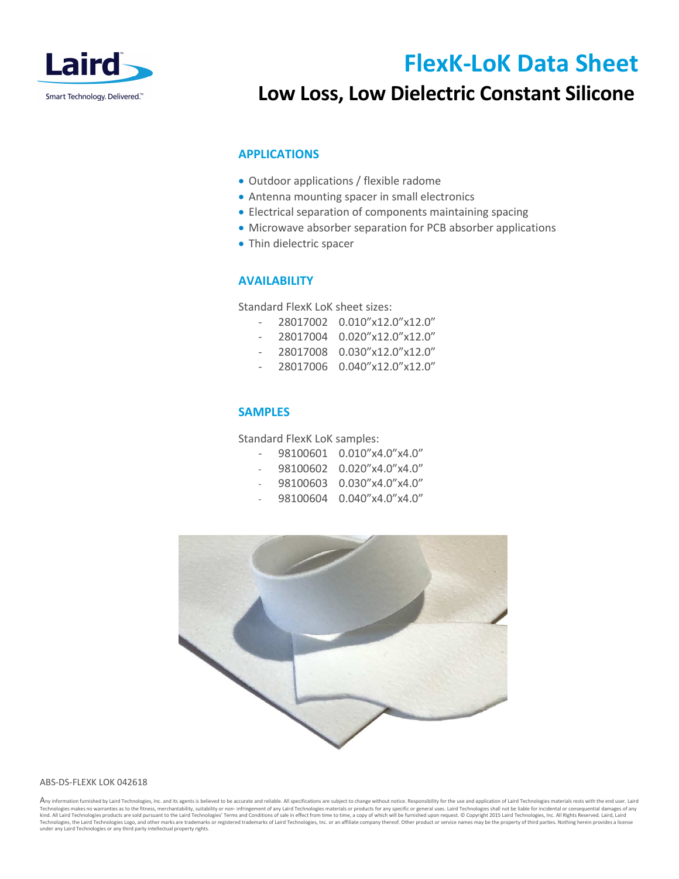# FlexK-LoK Data Sheet

## Low Loss, Low Dielectric Constant Silicone

### APPLICATIONS

- Outdoor applications / flexible radome
- Antenna mounting spacer in small electronics
- Electrical separation of components maintaining spacing
- Microwave absorber separation for PCB absorber applications
- Thin dielectric spacer

### AVAILABILITY

Standard FlexK LoK sheet sizes:

- 28017002 0.010”x12.0”x12.0”
- 28017004 0.020”x12.0”x12.0”
- 28017008 0.030”x12.0”x12.0”
- 28017006 0.040”x12.0”x12.0”

### SAMPLES

Standard FlexK LoK samples:

- 98100601 0.010”x4.0”x4.0”
- 98100602 0.020”x4.0”x4.0”
- 98100603 0.030”x4.0”x4.0”
- 98100604 0.040”x4.0”x4.0”

ABS-DS-FLEXK LOK 042618

Any information furnished by Laird Technologies, Inc. and its agents is believed to be accurate and reliable. All specifications are subject to change without notice. Responsibility for the use and application of Laird Technologies materials rests with the end user. Laird Technologies makes no warranties as to the fitness, merchantability, suitability or non- infringement of any Laird Technologies materials or products for any specific or general uses. Laird Technologies shall not be liable for incidental or consequential damages of any kind. All Laird Technologies products are sold pursuant to the Laird Technologies' Terms and Conditions of sale in effect from time to time, a copy of which will be furnished upon request. © Copyright 2015 Laird Technologies, Inc. All Rights Reserved. Laird, Laird Technologies, the Laird Technologies Logo, and other marks are trademarks or registered trademarks of Laird Technologies, Inc. or an affiliate company thereof. Other product or service names may be the property of third parties. Nothing herein provides a license under any Laird Technologies or any third party intellectual property rights.